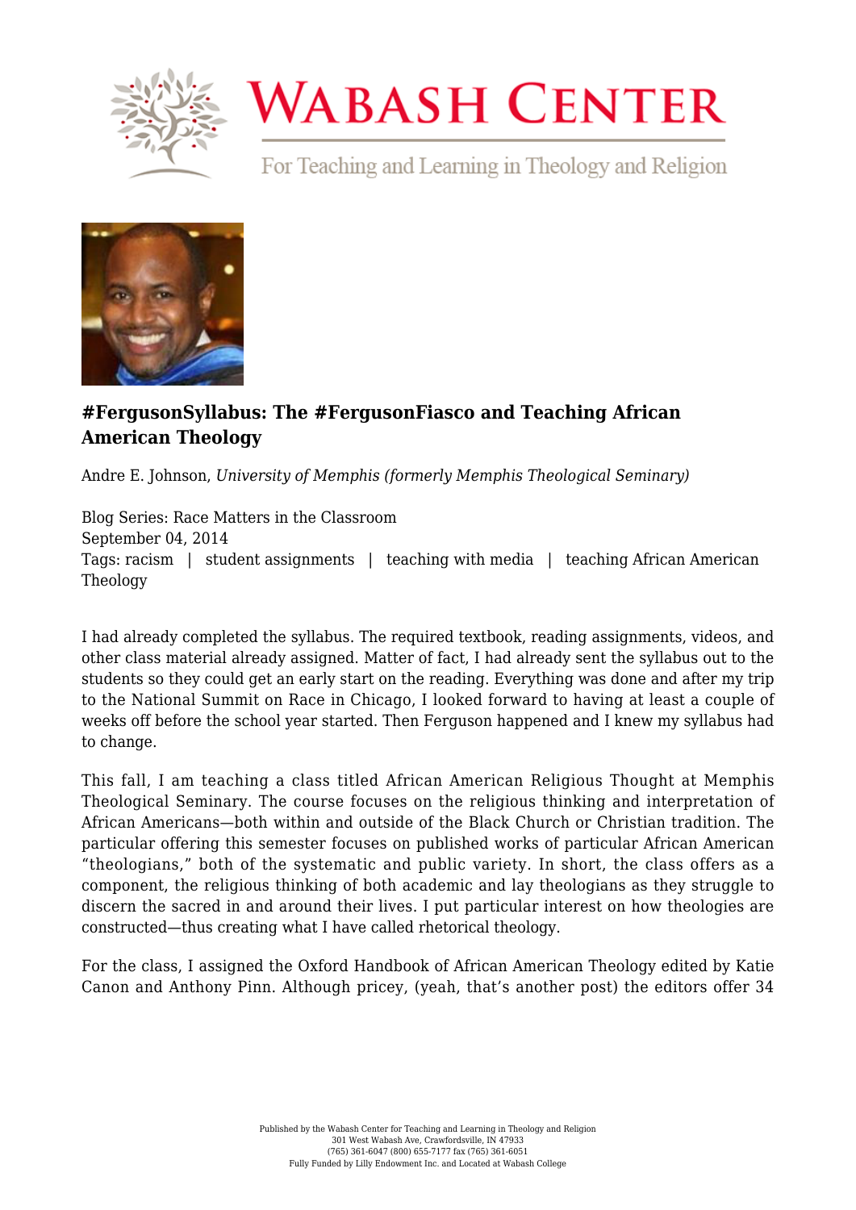# Wabash Center

For Teaching and Learning in Theology and Religion

## #FergusonSyllabus: The #FergusonFiasco and Teaching African American Theology

Andre E. Johnson, *University of Memphis (formerly Memphis Theological Seminary)*

Blog Series: Race Matters in the Classroom
September 04, 2014
Tags: racism | student assignments | teaching with media | teaching African American Theology

I had already completed the syllabus. The required textbook, reading assignments, videos, and other class material already assigned. Matter of fact, I had already sent the syllabus out to the students so they could get an early start on the reading. Everything was done and after my trip to the National Summit on Race in Chicago, I looked forward to having at least a couple of weeks off before the school year started. Then Ferguson happened and I knew my syllabus had to change.

This fall, I am teaching a class titled African American Religious Thought at Memphis Theological Seminary. The course focuses on the religious thinking and interpretation of African Americans—both within and outside of the Black Church or Christian tradition. The particular offering this semester focuses on published works of particular African American "theologians," both of the systematic and public variety. In short, the class offers as a component, the religious thinking of both academic and lay theologians as they struggle to discern the sacred in and around their lives. I put particular interest on how theologies are constructed—thus creating what I have called rhetorical theology.

For the class, I assigned the Oxford Handbook of African American Theology edited by Katie Canon and Anthony Pinn. Although pricey, (yeah, that's another post) the editors offer 34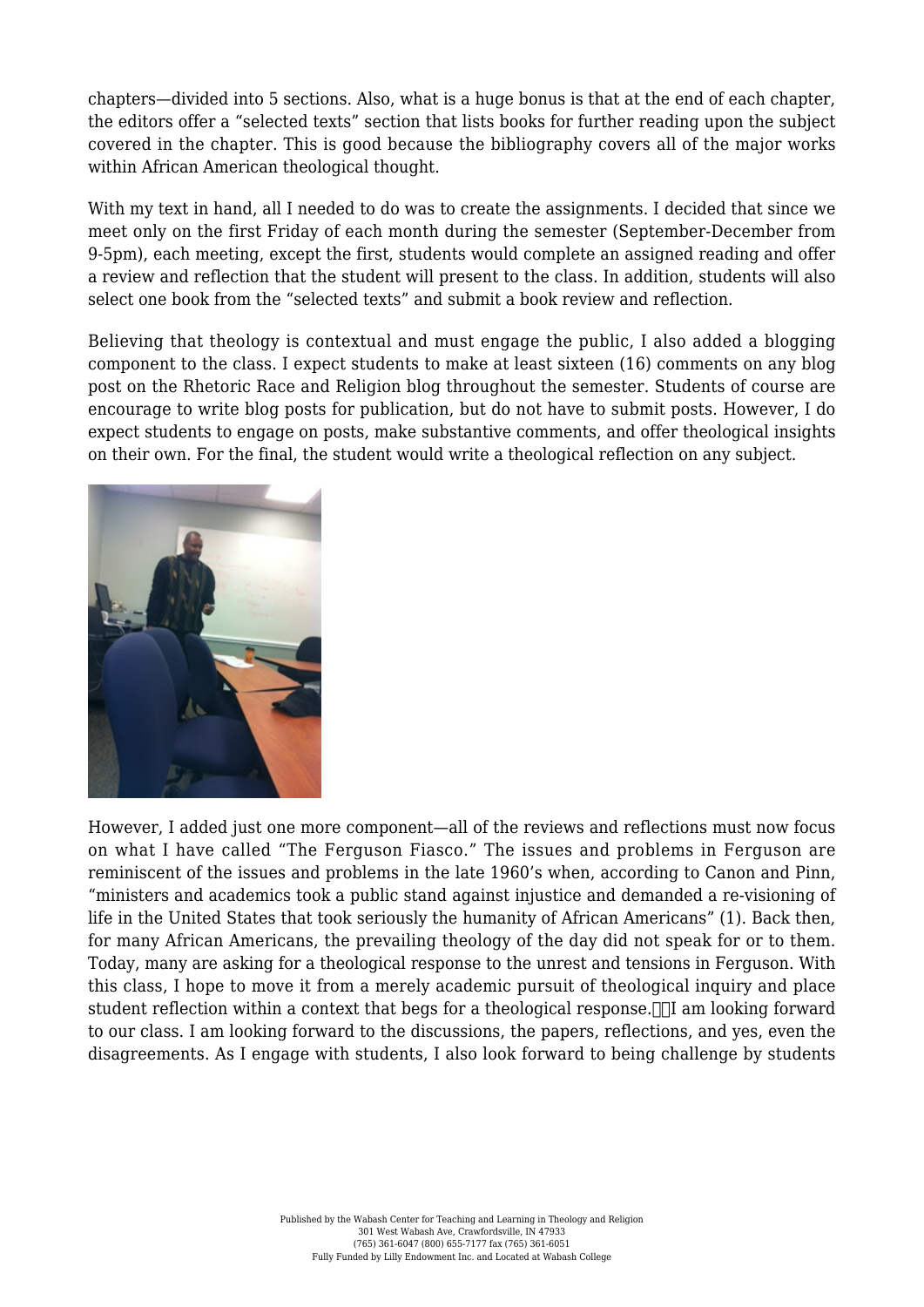chapters—divided into 5 sections. Also, what is a huge bonus is that at the end of each chapter, the editors offer a "selected texts" section that lists books for further reading upon the subject covered in the chapter. This is good because the bibliography covers all of the major works within African American theological thought.

With my text in hand, all I needed to do was to create the assignments. I decided that since we meet only on the first Friday of each month during the semester (September-December from 9-5pm), each meeting, except the first, students would complete an assigned reading and offer a review and reflection that the student will present to the class. In addition, students will also select one book from the "selected texts" and submit a book review and reflection.

Believing that theology is contextual and must engage the public, I also added a blogging component to the class. I expect students to make at least sixteen (16) comments on any blog post on the Rhetoric Race and Religion blog throughout the semester. Students of course are encourage to write blog posts for publication, but do not have to submit posts. However, I do expect students to engage on posts, make substantive comments, and offer theological insights on their own. For the final, the student would write a theological reflection on any subject.

However, I added just one more component—all of the reviews and reflections must now focus on what I have called "The Ferguson Fiasco." The issues and problems in Ferguson are reminiscent of the issues and problems in the late 1960's when, according to Canon and Pinn, "ministers and academics took a public stand against injustice and demanded a re-visioning of life in the United States that took seriously the humanity of African Americans" (1). Back then, for many African Americans, the prevailing theology of the day did not speak for or to them. Today, many are asking for a theological response to the unrest and tensions in Ferguson. With this class, I hope to move it from a merely academic pursuit of theological inquiry and place student reflection within a context that begs for a theological response. I am looking forward to our class. I am looking forward to the discussions, the papers, reflections, and yes, even the disagreements. As I engage with students, I also look forward to being challenge by students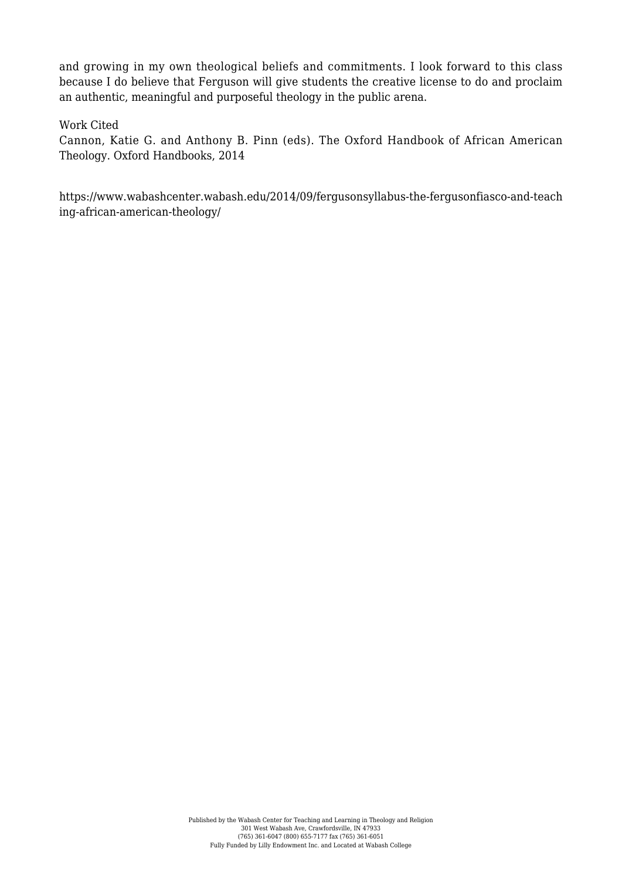and growing in my own theological beliefs and commitments. I look forward to this class because I do believe that Ferguson will give students the creative license to do and proclaim an authentic, meaningful and purposeful theology in the public arena.

Work Cited
Cannon, Katie G. and Anthony B. Pinn (eds). The Oxford Handbook of African American Theology. Oxford Handbooks, 2014

https://www.wabashcenter.wabash.edu/2014/09/fergusonsyllabus-the-fergusonfiasco-and-teaching-african-american-theology/